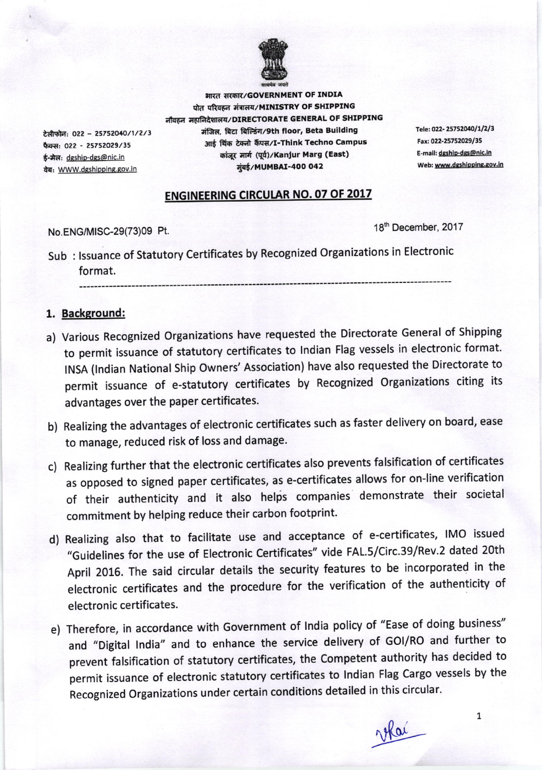भारत सरकार/GOVERNMENT OF INDIA
पोत परिवहन मंत्रालय/MINISTRY OF SHIPPING
नौवहन महानिदेशालय/DIRECTORATE GENERAL OF SHIPPING
मंजिल, बिटा बिल्डिंग/9th floor, Beta Building
आई थिंक टेक्नो कैंपस/I-Think Techno Campus
कांजूर मार्ग (पूर्व)/Kanjur Marg (East)
मुंबई/MUMBAI-400 042

टेलीफोन: 022 – 25752040/1/2/3
फैक्स: 022 - 25752029/35
ई-मेल: dgship-dgs@nic.in
वेब: WWW.dgshipping.gov.in

Tele: 022- 25752040/1/2/3
Fax: 022-25752029/35
E-mail: dgship-dgs@nic.in
Web: www.dgshipping.gov.in

## ENGINEERING CIRCULAR NO. 07 OF 2017

No.ENG/MISC-29(73)09 Pt. 18th December, 2017

Sub : Issuance of Statutory Certificates by Recognized Organizations in Electronic format.

---

### 1. Background:

a) Various Recognized Organizations have requested the Directorate General of Shipping to permit issuance of statutory certificates to Indian Flag vessels in electronic format. INSA (Indian National Ship Owners' Association) have also requested the Directorate to permit issuance of e-statutory certificates by Recognized Organizations citing its advantages over the paper certificates.

b) Realizing the advantages of electronic certificates such as faster delivery on board, ease to manage, reduced risk of loss and damage.

c) Realizing further that the electronic certificates also prevents falsification of certificates as opposed to signed paper certificates, as e-certificates allows for on-line verification of their authenticity and it also helps companies demonstrate their societal commitment by helping reduce their carbon footprint.

d) Realizing also that to facilitate use and acceptance of e-certificates, IMO issued "Guidelines for the use of Electronic Certificates" vide FAL.5/Circ.39/Rev.2 dated 20th April 2016. The said circular details the security features to be incorporated in the electronic certificates and the procedure for the verification of the authenticity of electronic certificates.

e) Therefore, in accordance with Government of India policy of "Ease of doing business" and "Digital India" and to enhance the service delivery of GOI/RO and further to prevent falsification of statutory certificates, the Competent authority has decided to permit issuance of electronic statutory certificates to Indian Flag Cargo vessels by the Recognized Organizations under certain conditions detailed in this circular.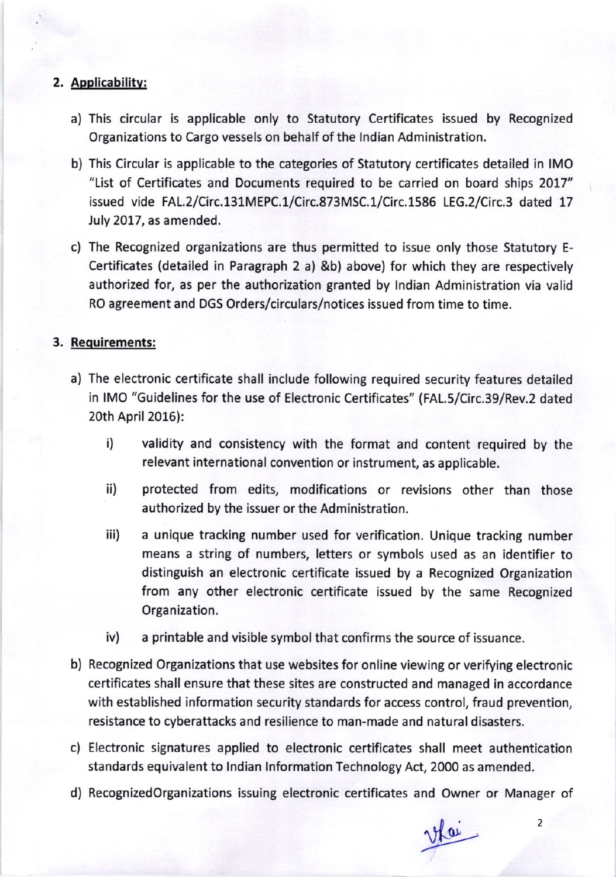## 2. Applicability:

a) This circular is applicable only to Statutory Certificates issued by Recognized Organizations to Cargo vessels on behalf of the Indian Administration.

b) This Circular is applicable to the categories of Statutory certificates detailed in IMO "List of Certificates and Documents required to be carried on board ships 2017" issued vide FAL.2/Circ.131MEPC.1/Circ.873MSC.1/Circ.1586 LEG.2/Circ.3 dated 17 July 2017, as amended.

c) The Recognized organizations are thus permitted to issue only those Statutory E-Certificates (detailed in Paragraph 2 a) &b) above) for which they are respectively authorized for, as per the authorization granted by Indian Administration via valid RO agreement and DGS Orders/circulars/notices issued from time to time.

## 3. Requirements:

a) The electronic certificate shall include following required security features detailed in IMO "Guidelines for the use of Electronic Certificates" (FAL.5/Circ.39/Rev.2 dated 20th April 2016):

   i) validity and consistency with the format and content required by the relevant international convention or instrument, as applicable.

   ii) protected from edits, modifications or revisions other than those authorized by the issuer or the Administration.

   iii) a unique tracking number used for verification. Unique tracking number means a string of numbers, letters or symbols used as an identifier to distinguish an electronic certificate issued by a Recognized Organization from any other electronic certificate issued by the same Recognized Organization.

   iv) a printable and visible symbol that confirms the source of issuance.

b) Recognized Organizations that use websites for online viewing or verifying electronic certificates shall ensure that these sites are constructed and managed in accordance with established information security standards for access control, fraud prevention, resistance to cyberattacks and resilience to man-made and natural disasters.

c) Electronic signatures applied to electronic certificates shall meet authentication standards equivalent to Indian Information Technology Act, 2000 as amended.

d) RecognizedOrganizations issuing electronic certificates and Owner or Manager of